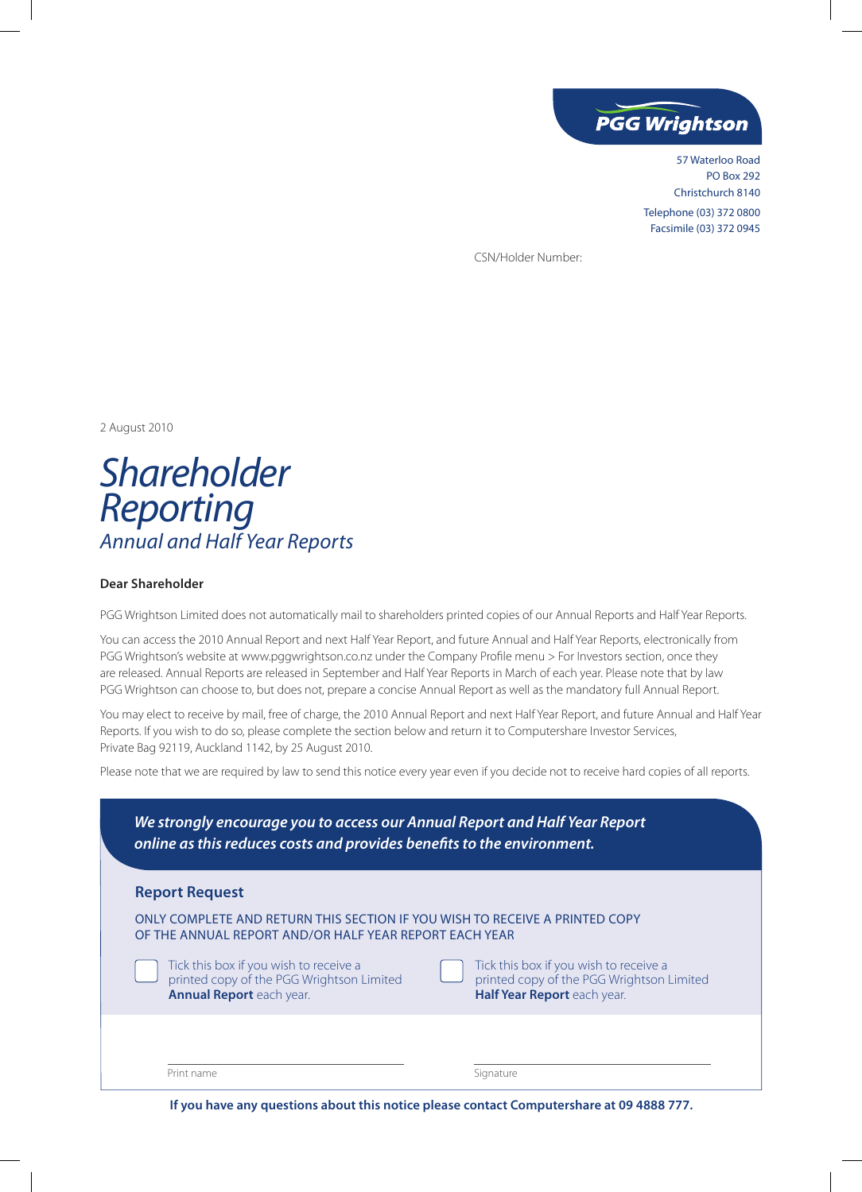PGG Wrightson

57 Waterloo Road
PO Box 292
Christchurch 8140

Telephone (03) 372 0800
Facsimile (03) 372 0945

CSN/Holder Number:

2 August 2010

# *Shareholder Reporting*

## *Annual and Half Year Reports*

**Dear Shareholder**

PGG Wrightson Limited does not automatically mail to shareholders printed copies of our Annual Reports and Half Year Reports.

You can access the 2010 Annual Report and next Half Year Report, and future Annual and Half Year Reports, electronically from PGG Wrightson's website at www.pggwrightson.co.nz under the Company Profile menu > For Investors section, once they are released. Annual Reports are released in September and Half Year Reports in March of each year. Please note that by law PGG Wrightson can choose to, but does not, prepare a concise Annual Report as well as the mandatory full Annual Report.

You may elect to receive by mail, free of charge, the 2010 Annual Report and next Half Year Report, and future Annual and Half Year Reports. If you wish to do so, please complete the section below and return it to Computershare Investor Services, Private Bag 92119, Auckland 1142, by 25 August 2010.

Please note that we are required by law to send this notice every year even if you decide not to receive hard copies of all reports.

***We strongly encourage you to access our Annual Report and Half Year Report online as this reduces costs and provides benefits to the environment.***

### Report Request

ONLY COMPLETE AND RETURN THIS SECTION IF YOU WISH TO RECEIVE A PRINTED COPY OF THE ANNUAL REPORT AND/OR HALF YEAR REPORT EACH YEAR

☐ Tick this box if you wish to receive a printed copy of the PGG Wrightson Limited **Annual Report** each year.

☐ Tick this box if you wish to receive a printed copy of the PGG Wrightson Limited **Half Year Report** each year.

Print name ______________________

Signature ______________________

**If you have any questions about this notice please contact Computershare at 09 4888 777.**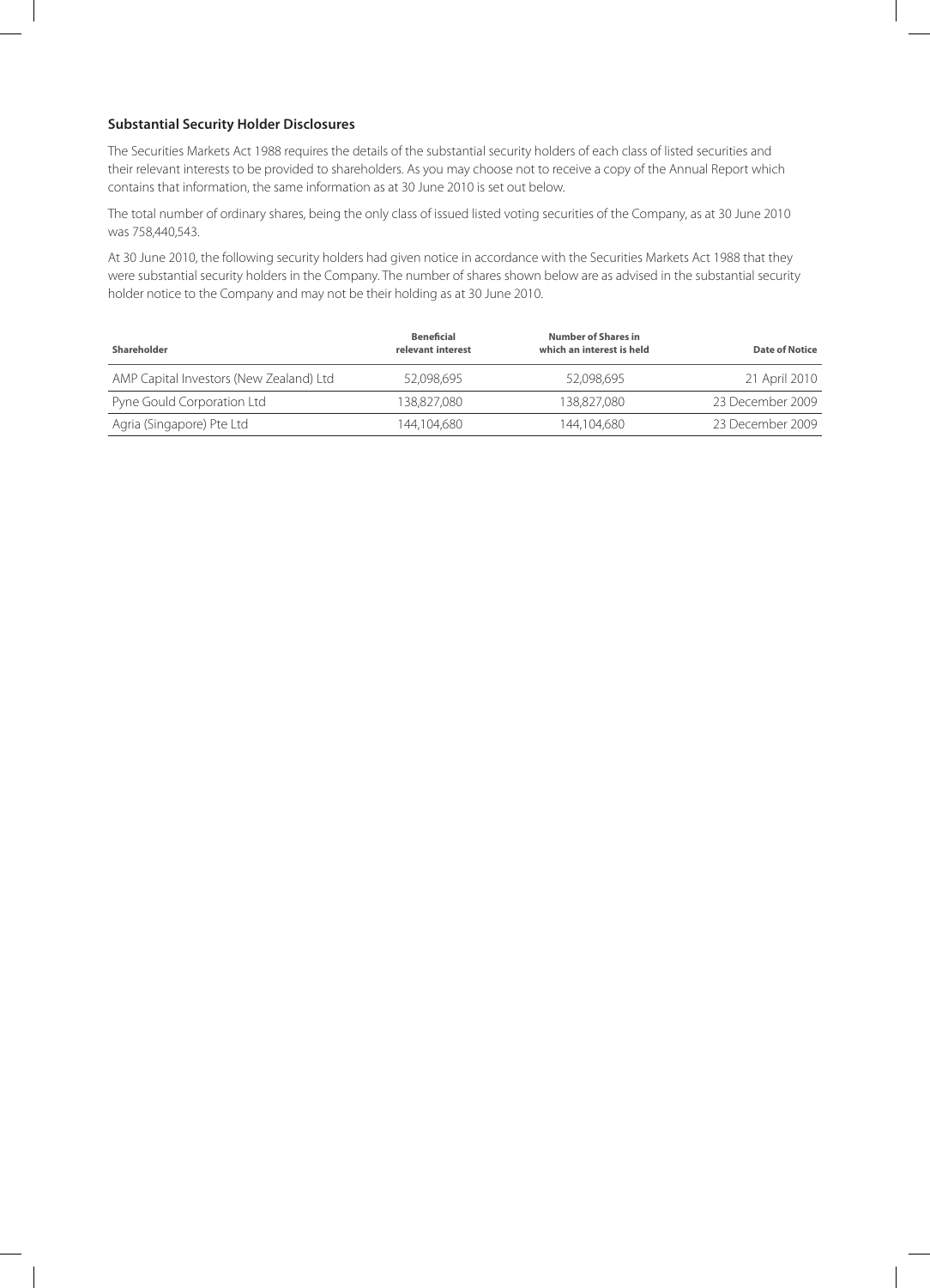### Substantial Security Holder Disclosures

The Securities Markets Act 1988 requires the details of the substantial security holders of each class of listed securities and their relevant interests to be provided to shareholders. As you may choose not to receive a copy of the Annual Report which contains that information, the same information as at 30 June 2010 is set out below.

The total number of ordinary shares, being the only class of issued listed voting securities of the Company, as at 30 June 2010 was 758,440,543.

At 30 June 2010, the following security holders had given notice in accordance with the Securities Markets Act 1988 that they were substantial security holders in the Company. The number of shares shown below are as advised in the substantial security holder notice to the Company and may not be their holding as at 30 June 2010.

| Shareholder | Beneficial relevant interest | Number of Shares in which an interest is held | Date of Notice |
|---|---|---|---|
| AMP Capital Investors (New Zealand) Ltd | 52,098,695 | 52,098,695 | 21 April 2010 |
| Pyne Gould Corporation Ltd | 138,827,080 | 138,827,080 | 23 December 2009 |
| Agria (Singapore) Pte Ltd | 144,104,680 | 144,104,680 | 23 December 2009 |